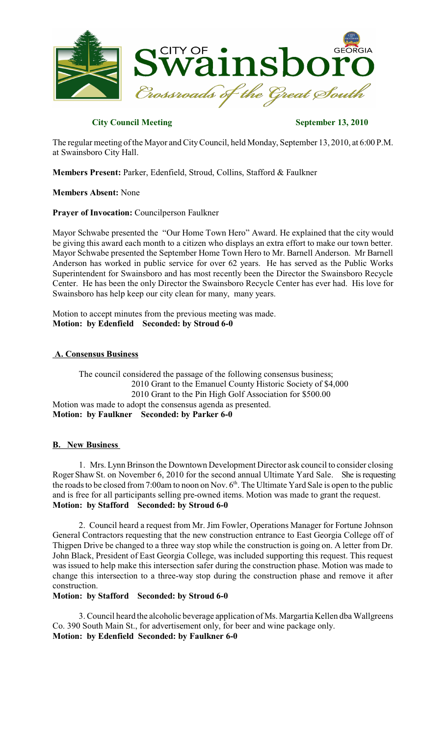# City of Swainsboro

*Crossroads of the Great South*

**City Council Meeting** **September 13, 2010**

The regular meeting of the Mayor and City Council, held Monday, September 13, 2010, at 6:00 P.M. at Swainsboro City Hall.

**Members Present:** Parker, Edenfield, Stroud, Collins, Stafford & Faulkner

**Members Absent:** None

**Prayer of Invocation:** Councilperson Faulkner

Mayor Schwabe presented the "Our Home Town Hero" Award. He explained that the city would be giving this award each month to a citizen who displays an extra effort to make our town better. Mayor Schwabe presented the September Home Town Hero to Mr. Barnell Anderson. Mr Barnell Anderson has worked in public service for over 62 years. He has served as the Public Works Superintendent for Swainsboro and has most recently been the Director the Swainsboro Recycle Center. He has been the only Director the Swainsboro Recycle Center has ever had. His love for Swainsboro has help keep our city clean for many, many years.

Motion to accept minutes from the previous meeting was made.
**Motion: by Edenfield Seconded: by Stroud 6-0**

## A. Consensus Business

The council considered the passage of the following consensus business;
2010 Grant to the Emanuel County Historic Society of $4,000
2010 Grant to the Pin High Golf Association for $500.00
Motion was made to adopt the consensus agenda as presented.
**Motion: by Faulkner Seconded: by Parker 6-0**

## B. New Business

1. Mrs. Lynn Brinson the Downtown Development Director ask council to consider closing Roger Shaw St. on November 6, 2010 for the second annual Ultimate Yard Sale. She is requesting the roads to be closed from 7:00am to noon on Nov. 6th. The Ultimate Yard Sale is open to the public and is free for all participants selling pre-owned items. Motion was made to grant the request.
**Motion: by Stafford Seconded: by Stroud 6-0**

2. Council heard a request from Mr. Jim Fowler, Operations Manager for Fortune Johnson General Contractors requesting that the new construction entrance to East Georgia College off of Thigpen Drive be changed to a three way stop while the construction is going on. A letter from Dr. John Black, President of East Georgia College, was included supporting this request. This request was issued to help make this intersection safer during the construction phase. Motion was made to change this intersection to a three-way stop during the construction phase and remove it after construction.
**Motion: by Stafford Seconded: by Stroud 6-0**

3. Council heard the alcoholic beverage application of Ms. Margartia Kellen dba Wallgreens Co. 390 South Main St., for advertisement only, for beer and wine package only.
**Motion: by Edenfield Seconded: by Faulkner 6-0**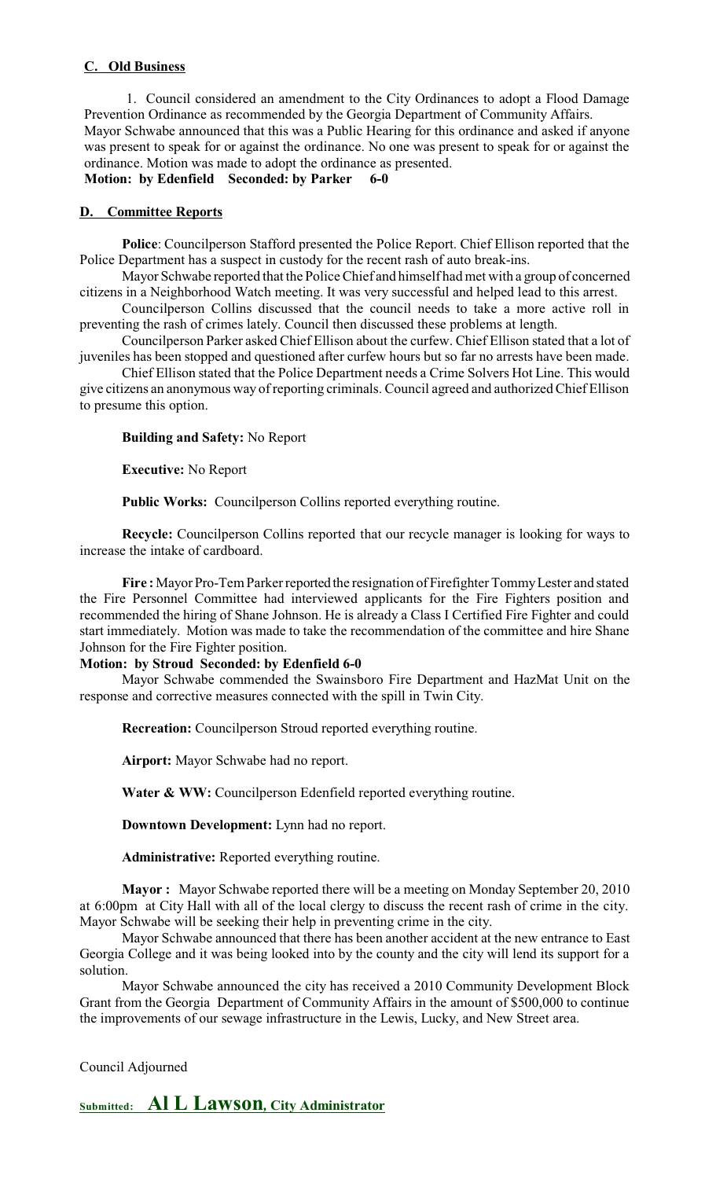## C. Old Business

1. Council considered an amendment to the City Ordinances to adopt a Flood Damage Prevention Ordinance as recommended by the Georgia Department of Community Affairs. Mayor Schwabe announced that this was a Public Hearing for this ordinance and asked if anyone was present to speak for or against the ordinance. No one was present to speak for or against the ordinance. Motion was made to adopt the ordinance as presented.

**Motion: by Edenfield Seconded: by Parker 6-0**

## D. Committee Reports

**Police**: Councilperson Stafford presented the Police Report. Chief Ellison reported that the Police Department has a suspect in custody for the recent rash of auto break-ins.

Mayor Schwabe reported that the Police Chief and himself had met with a group of concerned citizens in a Neighborhood Watch meeting. It was very successful and helped lead to this arrest.

Councilperson Collins discussed that the council needs to take a more active roll in preventing the rash of crimes lately. Council then discussed these problems at length.

Councilperson Parker asked Chief Ellison about the curfew. Chief Ellison stated that a lot of juveniles has been stopped and questioned after curfew hours but so far no arrests have been made.

Chief Ellison stated that the Police Department needs a Crime Solvers Hot Line. This would give citizens an anonymous way of reporting criminals. Council agreed and authorized Chief Ellison to presume this option.

**Building and Safety:** No Report

**Executive:** No Report

**Public Works:** Councilperson Collins reported everything routine.

**Recycle:** Councilperson Collins reported that our recycle manager is looking for ways to increase the intake of cardboard.

**Fire :** Mayor Pro-Tem Parker reported the resignation of Firefighter Tommy Lester and stated the Fire Personnel Committee had interviewed applicants for the Fire Fighters position and recommended the hiring of Shane Johnson. He is already a Class I Certified Fire Fighter and could start immediately. Motion was made to take the recommendation of the committee and hire Shane Johnson for the Fire Fighter position.

**Motion: by Stroud Seconded: by Edenfield 6-0**

Mayor Schwabe commended the Swainsboro Fire Department and HazMat Unit on the response and corrective measures connected with the spill in Twin City.

**Recreation:** Councilperson Stroud reported everything routine.

**Airport:** Mayor Schwabe had no report.

**Water & WW:** Councilperson Edenfield reported everything routine.

**Downtown Development:** Lynn had no report.

**Administrative:** Reported everything routine.

**Mayor :** Mayor Schwabe reported there will be a meeting on Monday September 20, 2010 at 6:00pm at City Hall with all of the local clergy to discuss the recent rash of crime in the city. Mayor Schwabe will be seeking their help in preventing crime in the city.

Mayor Schwabe announced that there has been another accident at the new entrance to East Georgia College and it was being looked into by the county and the city will lend its support for a solution.

Mayor Schwabe announced the city has received a 2010 Community Development Block Grant from the Georgia Department of Community Affairs in the amount of $500,000 to continue the improvements of our sewage infrastructure in the Lewis, Lucky, and New Street area.

Council Adjourned

**Submitted: Al L Lawson, City Administrator**